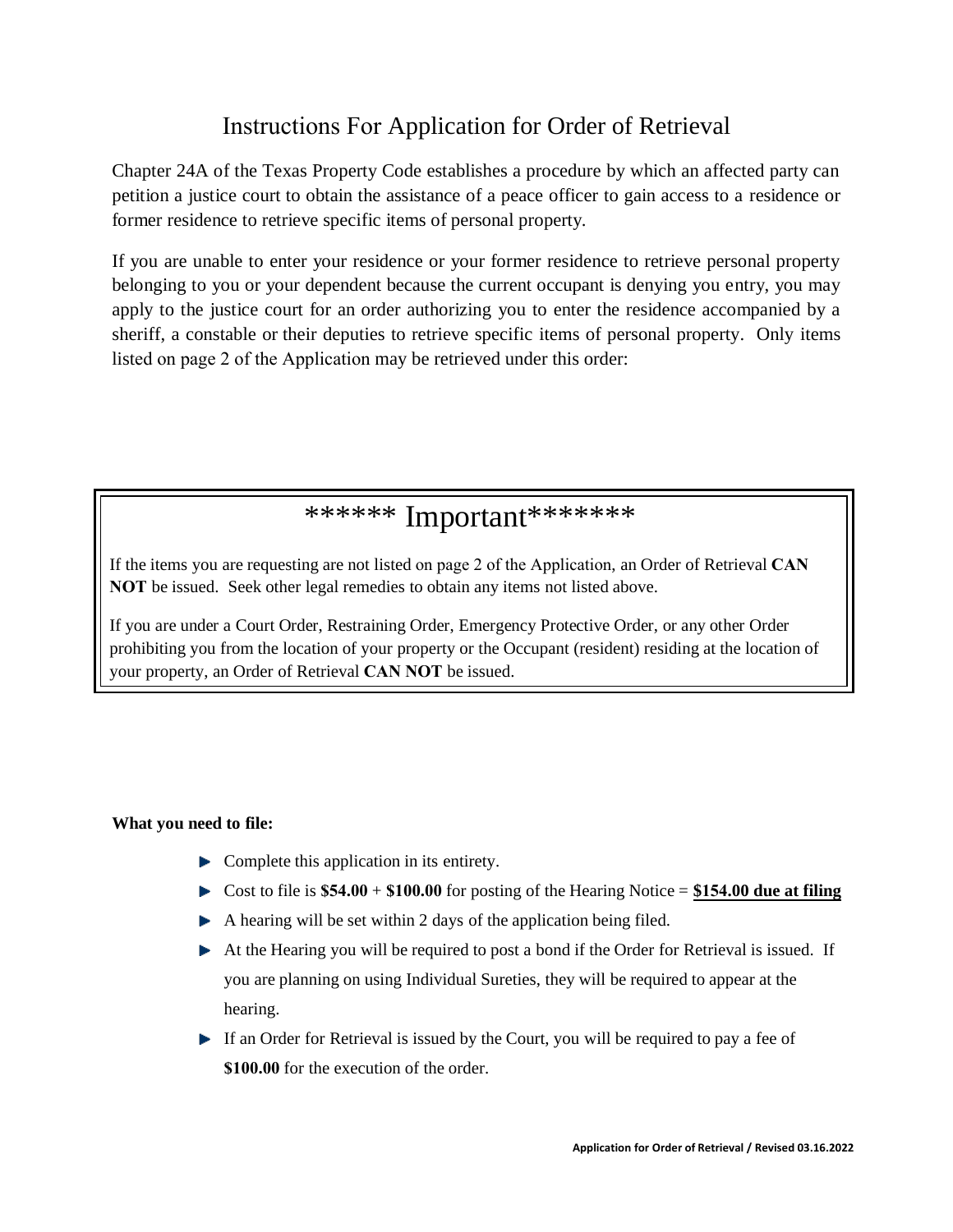# Instructions For Application for Order of Retrieval

Chapter 24A of the Texas Property Code establishes a procedure by which an affected party can petition a justice court to obtain the assistance of a peace officer to gain access to a residence or former residence to retrieve specific items of personal property.

If you are unable to enter your residence or your former residence to retrieve personal property belonging to you or your dependent because the current occupant is denying you entry, you may apply to the justice court for an order authorizing you to enter the residence accompanied by a sheriff, a constable or their deputies to retrieve specific items of personal property. Only items listed on page 2 of the Application may be retrieved under this order:

## ****** Important*******

If the items you are requesting are not listed on page 2 of the Application, an Order of Retrieval **CAN NOT** be issued. Seek other legal remedies to obtain any items not listed above.

If you are under a Court Order, Restraining Order, Emergency Protective Order, or any other Order prohibiting you from the location of your property or the Occupant (resident) residing at the location of your property, an Order of Retrieval **CAN NOT** be issued.

**What you need to file:**

- Complete this application in its entirety.
- Cost to file is **$54.00** + **$100.00** for posting of the Hearing Notice = **$154.00 due at filing**
- A hearing will be set within 2 days of the application being filed.
- At the Hearing you will be required to post a bond if the Order for Retrieval is issued. If you are planning on using Individual Sureties, they will be required to appear at the hearing.
- If an Order for Retrieval is issued by the Court, you will be required to pay a fee of **$100.00** for the execution of the order.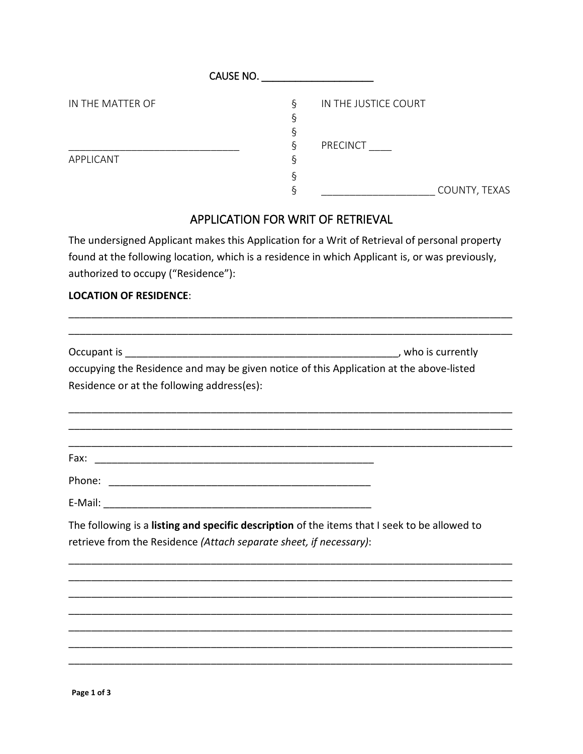CAUSE NO. ____________________

| | | |
|---|---|---|
| IN THE MATTER OF | § | IN THE JUSTICE COURT |
| | § | |
| | § | |
| ______________________________ | § | PRECINCT ____ |
| APPLICANT | § | |
| | § | |
| | § | ____________________ COUNTY, TEXAS |

## APPLICATION FOR WRIT OF RETRIEVAL

The undersigned Applicant makes this Application for a Writ of Retrieval of personal property found at the following location, which is a residence in which Applicant is, or was previously, authorized to occupy ("Residence"):

**LOCATION OF RESIDENCE**:

______________________________________________________________________________

______________________________________________________________________________

Occupant is _________________________________________________, who is currently occupying the Residence and may be given notice of this Application at the above-listed Residence or at the following address(es):

______________________________________________________________________________

______________________________________________________________________________

______________________________________________________________________________

Fax: ___________________________________________________

Phone: _________________________________________________

E-Mail: _________________________________________________

The following is a **listing and specific description** of the items that I seek to be allowed to retrieve from the Residence *(Attach separate sheet, if necessary)*:

______________________________________________________________________________

______________________________________________________________________________

______________________________________________________________________________

______________________________________________________________________________

______________________________________________________________________________

______________________________________________________________________________

______________________________________________________________________________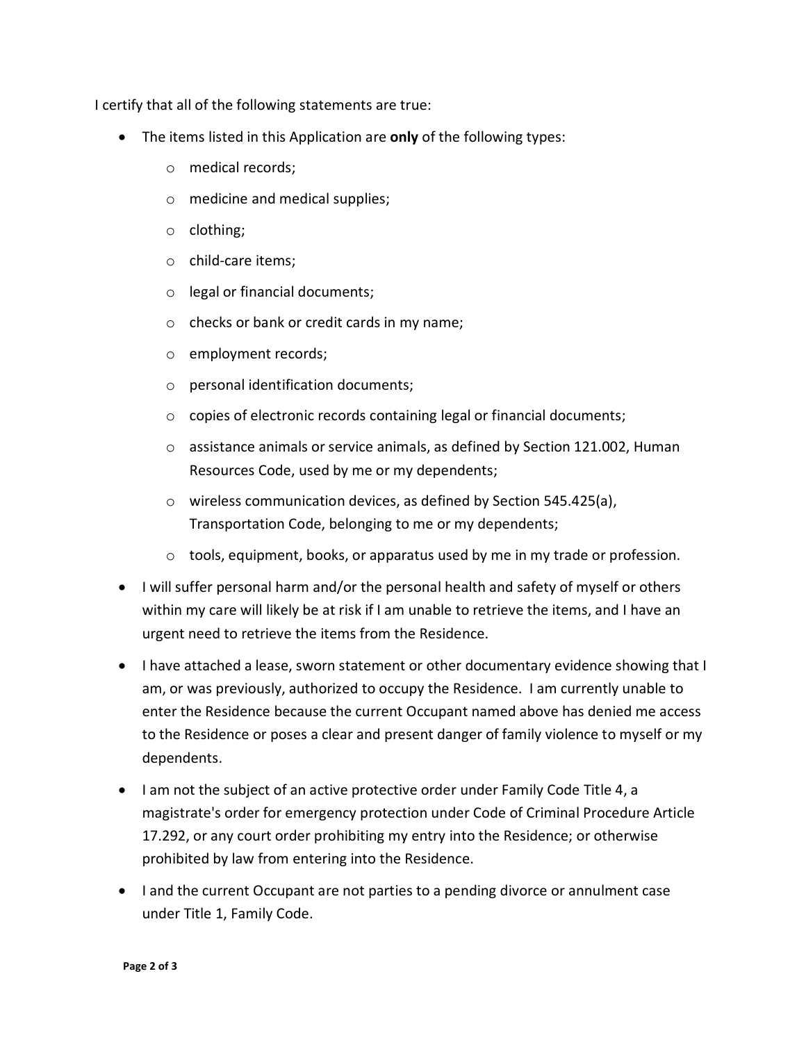I certify that all of the following statements are true:

- The items listed in this Application are **only** of the following types:
  - medical records;
  - medicine and medical supplies;
  - clothing;
  - child-care items;
  - legal or financial documents;
  - checks or bank or credit cards in my name;
  - employment records;
  - personal identification documents;
  - copies of electronic records containing legal or financial documents;
  - assistance animals or service animals, as defined by Section 121.002, Human Resources Code, used by me or my dependents;
  - wireless communication devices, as defined by Section 545.425(a), Transportation Code, belonging to me or my dependents;
  - tools, equipment, books, or apparatus used by me in my trade or profession.
- I will suffer personal harm and/or the personal health and safety of myself or others within my care will likely be at risk if I am unable to retrieve the items, and I have an urgent need to retrieve the items from the Residence.
- I have attached a lease, sworn statement or other documentary evidence showing that I am, or was previously, authorized to occupy the Residence. I am currently unable to enter the Residence because the current Occupant named above has denied me access to the Residence or poses a clear and present danger of family violence to myself or my dependents.
- I am not the subject of an active protective order under Family Code Title 4, a magistrate's order for emergency protection under Code of Criminal Procedure Article 17.292, or any court order prohibiting my entry into the Residence; or otherwise prohibited by law from entering into the Residence.
- I and the current Occupant are not parties to a pending divorce or annulment case under Title 1, Family Code.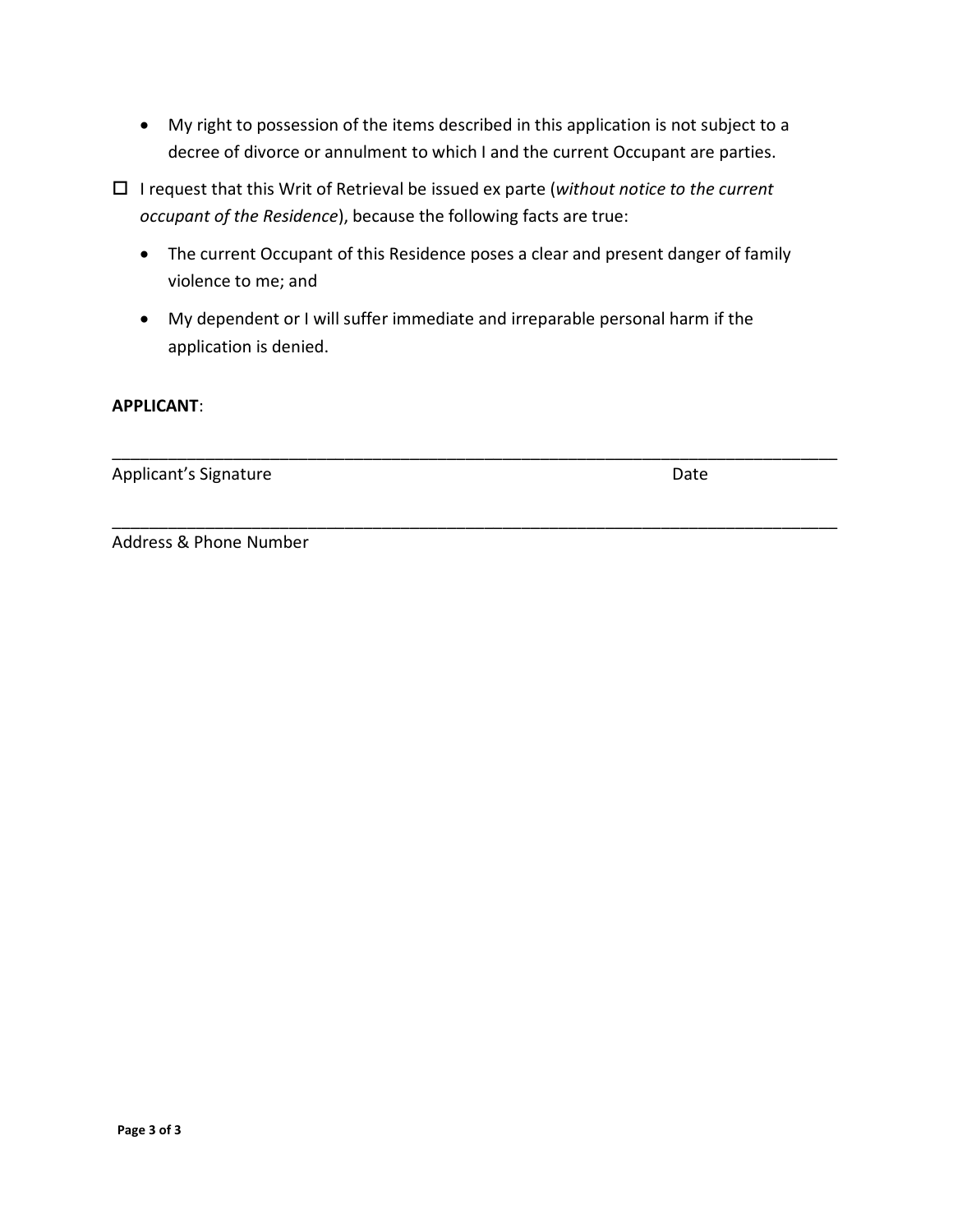- My right to possession of the items described in this application is not subject to a decree of divorce or annulment to which I and the current Occupant are parties.

☐ I request that this Writ of Retrieval be issued ex parte (*without notice to the current occupant of the Residence*), because the following facts are true:

- The current Occupant of this Residence poses a clear and present danger of family violence to me; and
- My dependent or I will suffer immediate and irreparable personal harm if the application is denied.

**APPLICANT**:

______________________________________________________________________________

Applicant's Signature Date

______________________________________________________________________________

Address & Phone Number